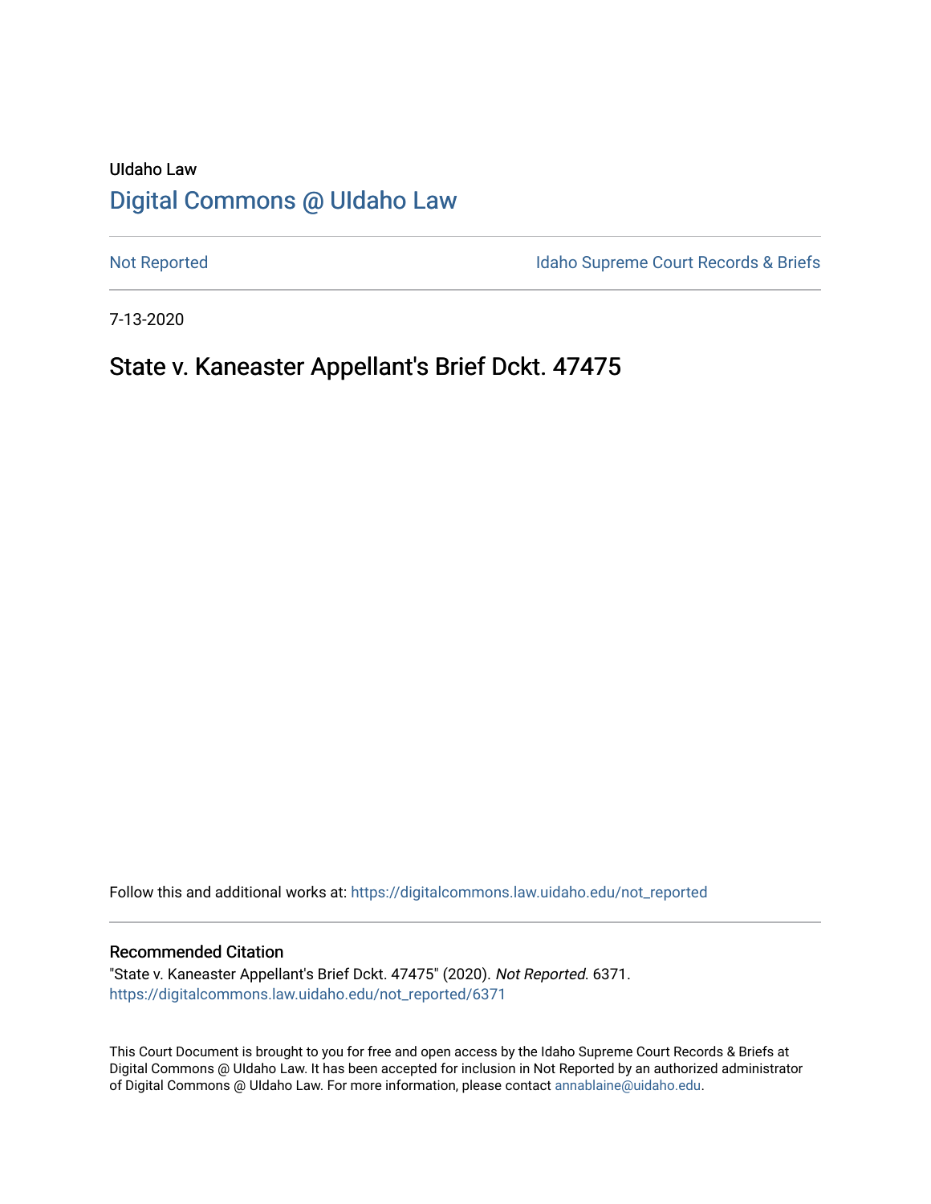UIdaho Law

# Digital Commons @ UIdaho Law

Not Reported

Idaho Supreme Court Records & Briefs

7-13-2020

## State v. Kaneaster Appellant's Brief Dckt. 47475

Follow this and additional works at: https://digitalcommons.law.uidaho.edu/not_reported

### Recommended Citation

"State v. Kaneaster Appellant's Brief Dckt. 47475" (2020). *Not Reported*. 6371.
https://digitalcommons.law.uidaho.edu/not_reported/6371

This Court Document is brought to you for free and open access by the Idaho Supreme Court Records & Briefs at Digital Commons @ UIdaho Law. It has been accepted for inclusion in Not Reported by an authorized administrator of Digital Commons @ UIdaho Law. For more information, please contact annablaine@uidaho.edu.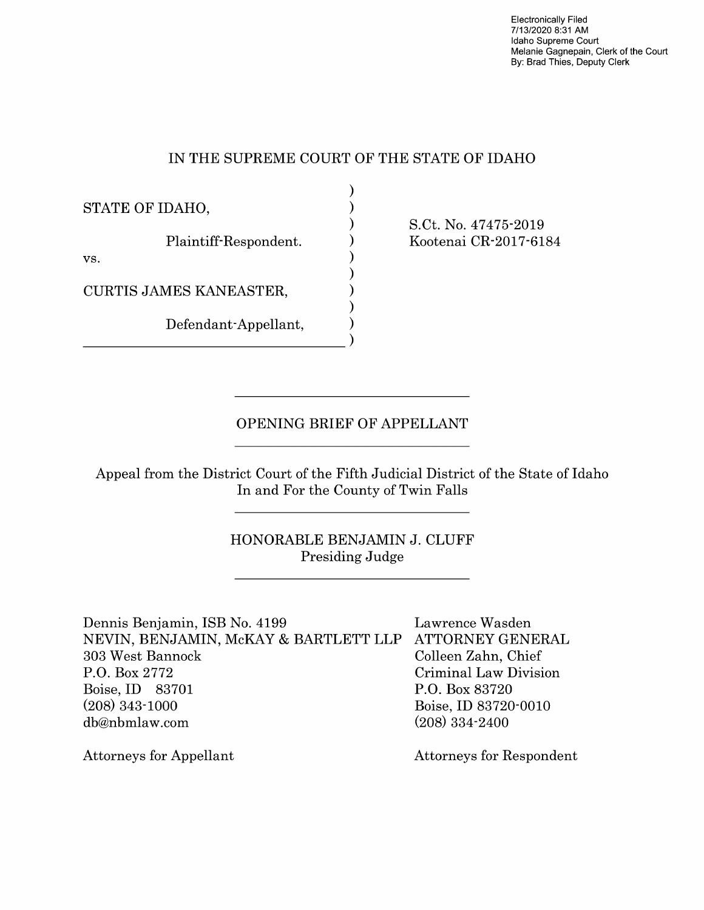Electronically Filed
7/13/2020 8:31 AM
Idaho Supreme Court
Melanie Gagnepain, Clerk of the Court
By: Brad Thies, Deputy Clerk

IN THE SUPREME COURT OF THE STATE OF IDAHO

| | |
|---|---|
| STATE OF IDAHO,<br><br>Plaintiff-Respondent.<br><br>vs.<br><br>CURTIS JAMES KANEASTER,<br><br>Defendant-Appellant, | S.Ct. No. 47475-2019<br>Kootenai CR-2017-6184 |

---

OPENING BRIEF OF APPELLANT

---

Appeal from the District Court of the Fifth Judicial District of the State of Idaho
In and For the County of Twin Falls

---

HONORABLE BENJAMIN J. CLUFF
Presiding Judge

---

| | |
|---|---|
| Dennis Benjamin, ISB No. 4199<br>NEVIN, BENJAMIN, McKAY & BARTLETT LLP<br>303 West Bannock<br>P.O. Box 2772<br>Boise, ID 83701<br>(208) 343-1000<br>db@nbmlaw.com<br><br>Attorneys for Appellant | Lawrence Wasden<br>ATTORNEY GENERAL<br>Colleen Zahn, Chief<br>Criminal Law Division<br>P.O. Box 83720<br>Boise, ID 83720-0010<br>(208) 334-2400<br><br>Attorneys for Respondent |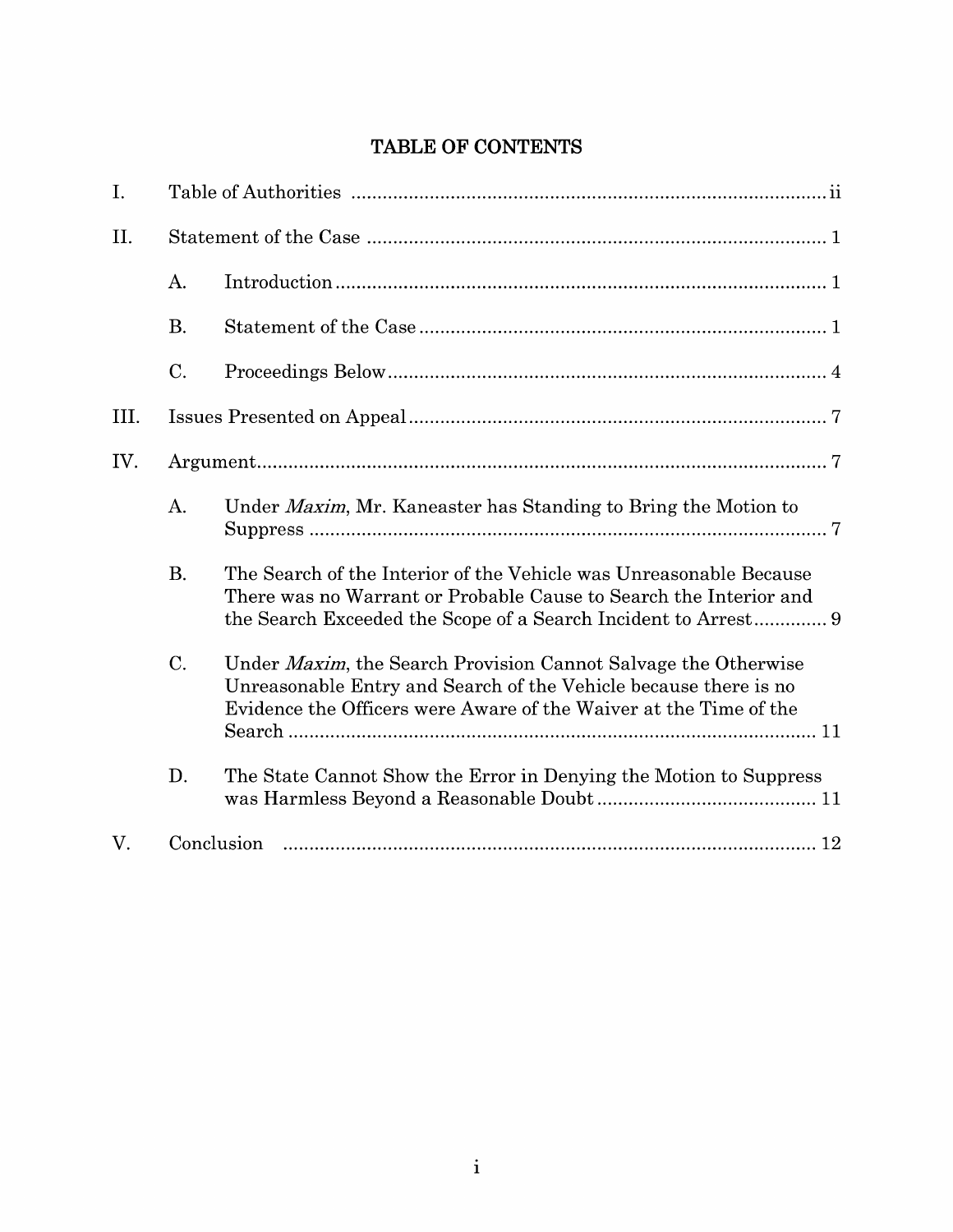# TABLE OF CONTENTS

I. Table of Authorities ........................................................................................... ii

II. Statement of the Case ........................................................................................ 1

- A. Introduction ............................................................................................. 1
- B. Statement of the Case .............................................................................. 1
- C. Proceedings Below .................................................................................... 4

III. Issues Presented on Appeal ................................................................................ 7

IV. Argument ............................................................................................................ 7

- A. Under *Maxim*, Mr. Kaneaster has Standing to Bring the Motion to Suppress ................................................................................................... 7
- B. The Search of the Interior of the Vehicle was Unreasonable Because There was no Warrant or Probable Cause to Search the Interior and the Search Exceeded the Scope of a Search Incident to Arrest ............. 9
- C. Under *Maxim*, the Search Provision Cannot Salvage the Otherwise Unreasonable Entry and Search of the Vehicle because there is no Evidence the Officers were Aware of the Waiver at the Time of the Search ..................................................................................................... 11
- D. The State Cannot Show the Error in Denying the Motion to Suppress was Harmless Beyond a Reasonable Doubt .......................................... 11

V. Conclusion ...................................................................................................... 12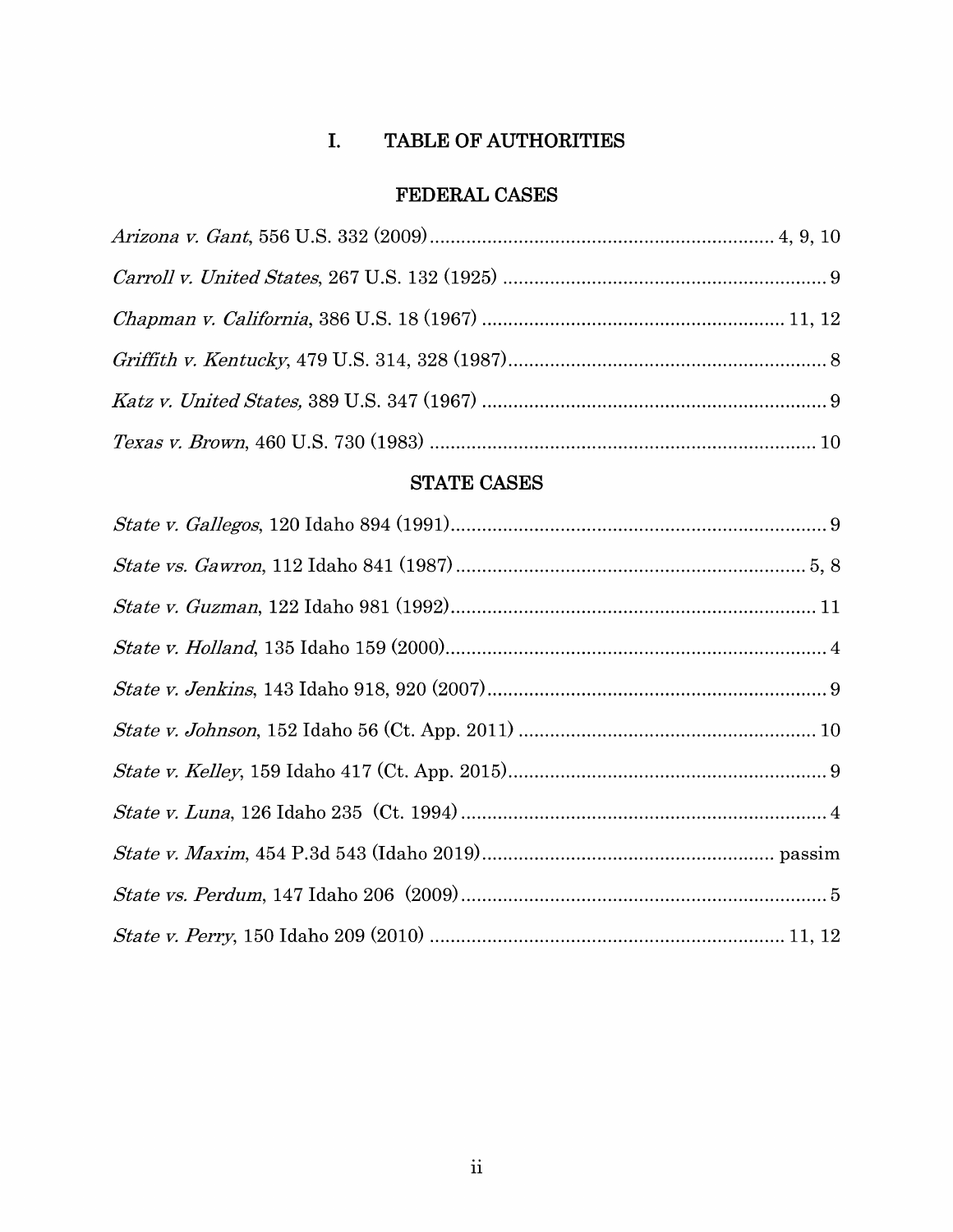# I. TABLE OF AUTHORITIES

## FEDERAL CASES

*Arizona v. Gant*, 556 U.S. 332 (2009) .................................................................. 4, 9, 10

*Carroll v. United States*, 267 U.S. 132 (1925) .............................................................. 9

*Chapman v. California*, 386 U.S. 18 (1967) ......................................................... 11, 12

*Griffith v. Kentucky*, 479 U.S. 314, 328 (1987) ............................................................. 8

*Katz v. United States,* 389 U.S. 347 (1967) .................................................................. 9

*Texas v. Brown*, 460 U.S. 730 (1983) .......................................................................... 10

## STATE CASES

*State v. Gallegos*, 120 Idaho 894 (1991) ........................................................................ 9

*State vs. Gawron*, 112 Idaho 841 (1987) ................................................................... 5, 8

*State v. Guzman*, 122 Idaho 981 (1992) ...................................................................... 11

*State v. Holland*, 135 Idaho 159 (2000) .......................................................................... 4

*State v. Jenkins*, 143 Idaho 918, 920 (2007) .................................................................. 9

*State v. Johnson*, 152 Idaho 56 (Ct. App. 2011) ......................................................... 10

*State v. Kelley*, 159 Idaho 417 (Ct. App. 2015) ............................................................. 9

*State v. Luna*, 126 Idaho 235 (Ct. 1994) ....................................................................... 4

*State v. Maxim*, 454 P.3d 543 (Idaho 2019) ....................................................... passim

*State vs. Perdum*, 147 Idaho 206 (2009) ....................................................................... 5

*State v. Perry*, 150 Idaho 209 (2010) .................................................................... 11, 12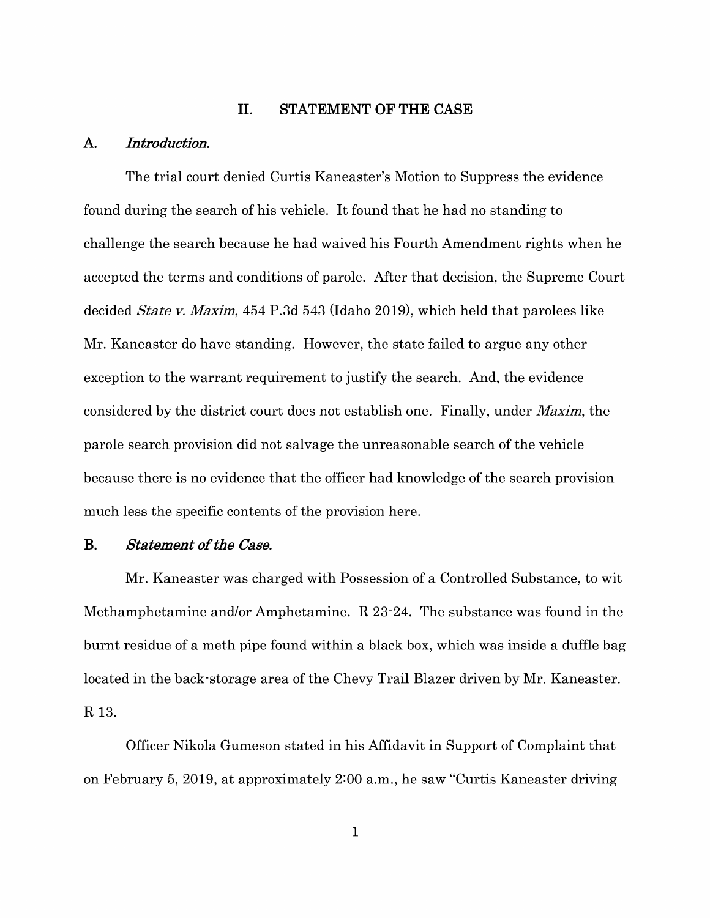## II. STATEMENT OF THE CASE

### A. *Introduction.*

The trial court denied Curtis Kaneaster's Motion to Suppress the evidence found during the search of his vehicle. It found that he had no standing to challenge the search because he had waived his Fourth Amendment rights when he accepted the terms and conditions of parole. After that decision, the Supreme Court decided *State v. Maxim*, 454 P.3d 543 (Idaho 2019), which held that parolees like Mr. Kaneaster do have standing. However, the state failed to argue any other exception to the warrant requirement to justify the search. And, the evidence considered by the district court does not establish one. Finally, under *Maxim*, the parole search provision did not salvage the unreasonable search of the vehicle because there is no evidence that the officer had knowledge of the search provision much less the specific contents of the provision here.

### B. *Statement of the Case.*

Mr. Kaneaster was charged with Possession of a Controlled Substance, to wit Methamphetamine and/or Amphetamine. R 23-24. The substance was found in the burnt residue of a meth pipe found within a black box, which was inside a duffle bag located in the back-storage area of the Chevy Trail Blazer driven by Mr. Kaneaster. R 13.

Officer Nikola Gumeson stated in his Affidavit in Support of Complaint that on February 5, 2019, at approximately 2:00 a.m., he saw "Curtis Kaneaster driving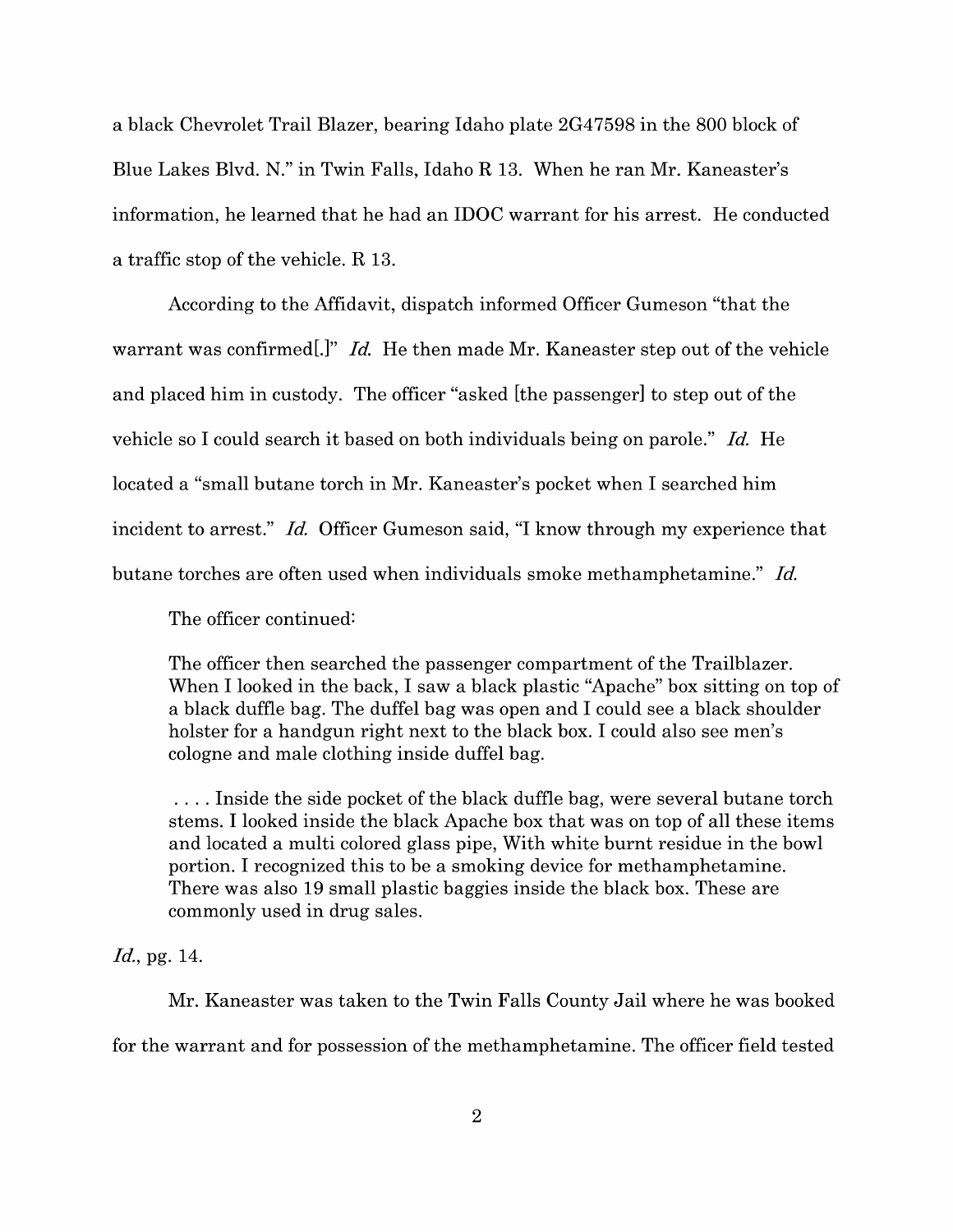a black Chevrolet Trail Blazer, bearing Idaho plate 2G47598 in the 800 block of Blue Lakes Blvd. N." in Twin Falls, Idaho R 13. When he ran Mr. Kaneaster's information, he learned that he had an IDOC warrant for his arrest. He conducted a traffic stop of the vehicle. R 13.

According to the Affidavit, dispatch informed Officer Gumeson "that the warrant was confirmed[.]" *Id.* He then made Mr. Kaneaster step out of the vehicle and placed him in custody. The officer "asked [the passenger] to step out of the vehicle so I could search it based on both individuals being on parole." *Id.* He located a "small butane torch in Mr. Kaneaster's pocket when I searched him incident to arrest." *Id.* Officer Gumeson said, "I know through my experience that butane torches are often used when individuals smoke methamphetamine." *Id.*

The officer continued:

> The officer then searched the passenger compartment of the Trailblazer. When I looked in the back, I saw a black plastic "Apache" box sitting on top of a black duffle bag. The duffel bag was open and I could see a black shoulder holster for a handgun right next to the black box. I could also see men's cologne and male clothing inside duffel bag.
>
> . . . . Inside the side pocket of the black duffle bag, were several butane torch stems. I looked inside the black Apache box that was on top of all these items and located a multi colored glass pipe, With white burnt residue in the bowl portion. I recognized this to be a smoking device for methamphetamine. There was also 19 small plastic baggies inside the black box. These are commonly used in drug sales.

*Id.*, pg. 14.

Mr. Kaneaster was taken to the Twin Falls County Jail where he was booked for the warrant and for possession of the methamphetamine. The officer field tested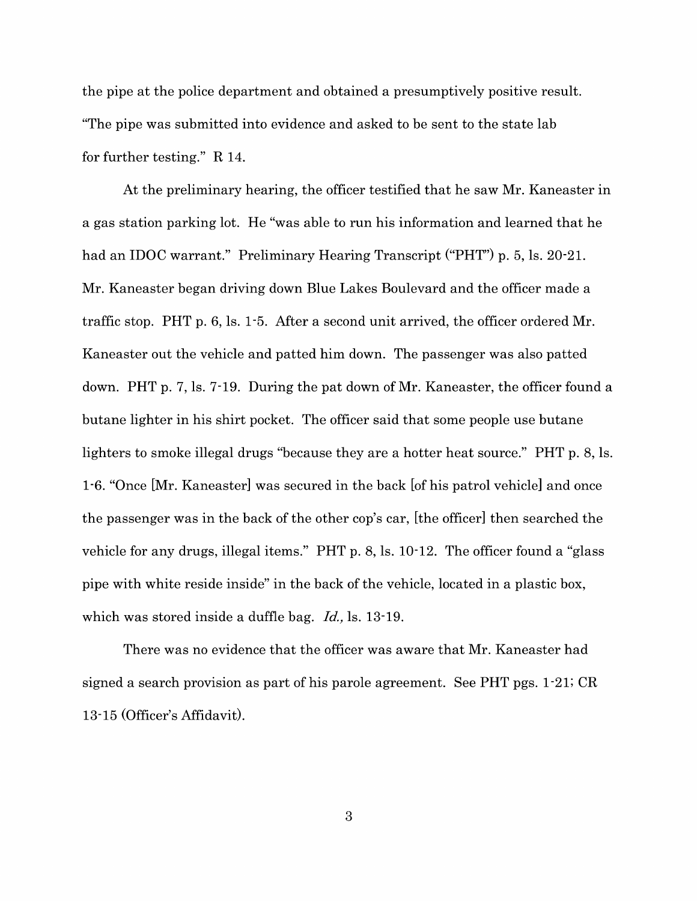the pipe at the police department and obtained a presumptively positive result. "The pipe was submitted into evidence and asked to be sent to the state lab for further testing." R 14.

At the preliminary hearing, the officer testified that he saw Mr. Kaneaster in a gas station parking lot. He "was able to run his information and learned that he had an IDOC warrant." Preliminary Hearing Transcript ("PHT") p. 5, ls. 20-21. Mr. Kaneaster began driving down Blue Lakes Boulevard and the officer made a traffic stop. PHT p. 6, ls. 1-5. After a second unit arrived, the officer ordered Mr. Kaneaster out the vehicle and patted him down. The passenger was also patted down. PHT p. 7, ls. 7-19. During the pat down of Mr. Kaneaster, the officer found a butane lighter in his shirt pocket. The officer said that some people use butane lighters to smoke illegal drugs "because they are a hotter heat source." PHT p. 8, ls. 1-6. "Once [Mr. Kaneaster] was secured in the back [of his patrol vehicle] and once the passenger was in the back of the other cop's car, [the officer] then searched the vehicle for any drugs, illegal items." PHT p. 8, ls. 10-12. The officer found a "glass pipe with white reside inside" in the back of the vehicle, located in a plastic box, which was stored inside a duffle bag. *Id.,* ls. 13-19.

There was no evidence that the officer was aware that Mr. Kaneaster had signed a search provision as part of his parole agreement. See PHT pgs. 1-21; CR 13-15 (Officer's Affidavit).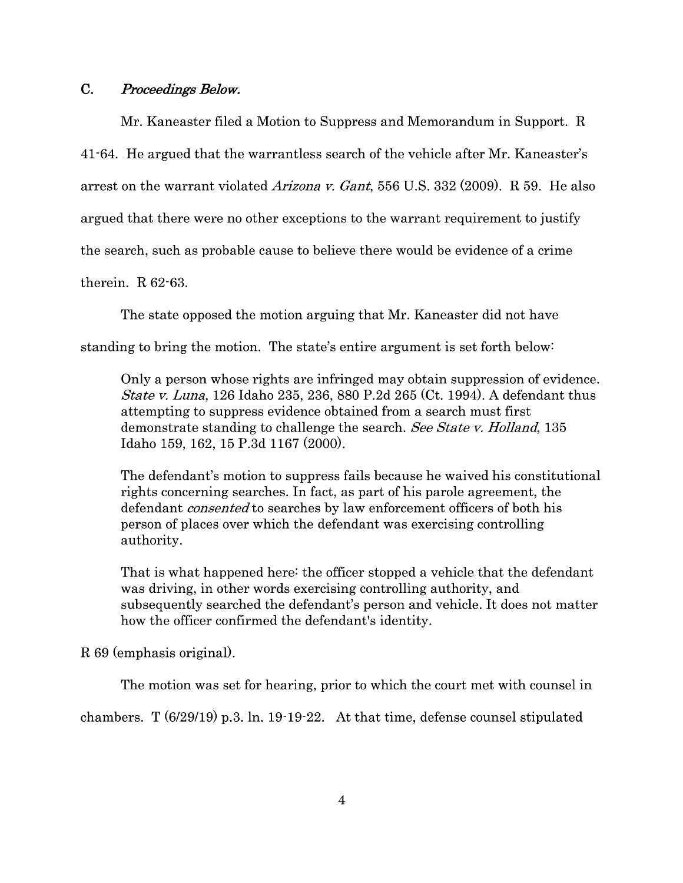## C. *Proceedings Below.*

Mr. Kaneaster filed a Motion to Suppress and Memorandum in Support. R 41-64. He argued that the warrantless search of the vehicle after Mr. Kaneaster's arrest on the warrant violated *Arizona v. Gant*, 556 U.S. 332 (2009). R 59. He also argued that there were no other exceptions to the warrant requirement to justify the search, such as probable cause to believe there would be evidence of a crime therein. R 62-63.

The state opposed the motion arguing that Mr. Kaneaster did not have standing to bring the motion. The state's entire argument is set forth below:

> Only a person whose rights are infringed may obtain suppression of evidence. *State v. Luna*, 126 Idaho 235, 236, 880 P.2d 265 (Ct. 1994). A defendant thus attempting to suppress evidence obtained from a search must first demonstrate standing to challenge the search. *See State v. Holland*, 135 Idaho 159, 162, 15 P.3d 1167 (2000).
>
> The defendant's motion to suppress fails because he waived his constitutional rights concerning searches. In fact, as part of his parole agreement, the defendant *consented* to searches by law enforcement officers of both his person of places over which the defendant was exercising controlling authority.
>
> That is what happened here: the officer stopped a vehicle that the defendant was driving, in other words exercising controlling authority, and subsequently searched the defendant's person and vehicle. It does not matter how the officer confirmed the defendant's identity.

R 69 (emphasis original).

The motion was set for hearing, prior to which the court met with counsel in chambers. T (6/29/19) p.3. ln. 19-19-22. At that time, defense counsel stipulated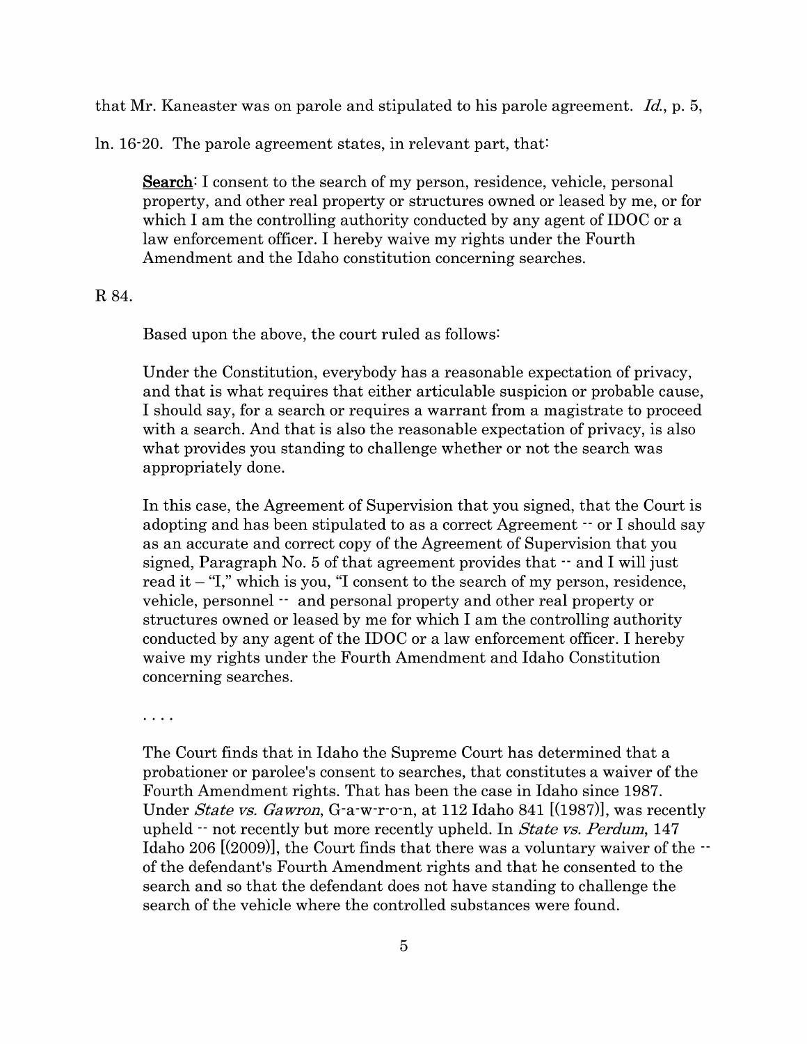that Mr. Kaneaster was on parole and stipulated to his parole agreement. *Id.*, p. 5, ln. 16-20. The parole agreement states, in relevant part, that:

> **Search**: I consent to the search of my person, residence, vehicle, personal property, and other real property or structures owned or leased by me, or for which I am the controlling authority conducted by any agent of IDOC or a law enforcement officer. I hereby waive my rights under the Fourth Amendment and the Idaho constitution concerning searches.

R 84.

Based upon the above, the court ruled as follows:

> Under the Constitution, everybody has a reasonable expectation of privacy, and that is what requires that either articulable suspicion or probable cause, I should say, for a search or requires a warrant from a magistrate to proceed with a search. And that is also the reasonable expectation of privacy, is also what provides you standing to challenge whether or not the search was appropriately done.
>
> In this case, the Agreement of Supervision that you signed, that the Court is adopting and has been stipulated to as a correct Agreement -- or I should say as an accurate and correct copy of the Agreement of Supervision that you signed, Paragraph No. 5 of that agreement provides that -- and I will just read it – "I," which is you, "I consent to the search of my person, residence, vehicle, personnel -- and personal property and other real property or structures owned or leased by me for which I am the controlling authority conducted by any agent of the IDOC or a law enforcement officer. I hereby waive my rights under the Fourth Amendment and Idaho Constitution concerning searches.
>
> . . . .
>
> The Court finds that in Idaho the Supreme Court has determined that a probationer or parolee's consent to searches, that constitutes a waiver of the Fourth Amendment rights. That has been the case in Idaho since 1987. Under *State vs. Gawron*, G-a-w-r-o-n, at 112 Idaho 841 [(1987)], was recently upheld -- not recently but more recently upheld. In *State vs. Perdum*, 147 Idaho 206 [(2009)], the Court finds that there was a voluntary waiver of the -- of the defendant's Fourth Amendment rights and that he consented to the search and so that the defendant does not have standing to challenge the search of the vehicle where the controlled substances were found.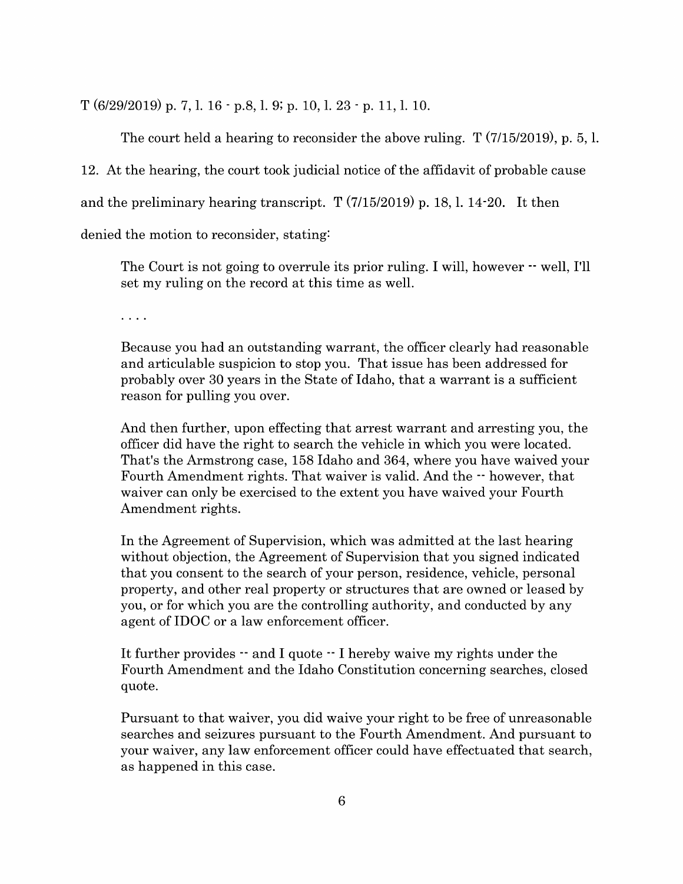T (6/29/2019) p. 7, l. 16 - p.8, l. 9; p. 10, l. 23 - p. 11, l. 10.

The court held a hearing to reconsider the above ruling. T (7/15/2019), p. 5, l. 12. At the hearing, the court took judicial notice of the affidavit of probable cause and the preliminary hearing transcript. T (7/15/2019) p. 18, l. 14-20. It then denied the motion to reconsider, stating:

> The Court is not going to overrule its prior ruling. I will, however -- well, I'll set my ruling on the record at this time as well.
>
> . . . .
>
> Because you had an outstanding warrant, the officer clearly had reasonable and articulable suspicion to stop you. That issue has been addressed for probably over 30 years in the State of Idaho, that a warrant is a sufficient reason for pulling you over.
>
> And then further, upon effecting that arrest warrant and arresting you, the officer did have the right to search the vehicle in which you were located. That's the Armstrong case, 158 Idaho and 364, where you have waived your Fourth Amendment rights. That waiver is valid. And the -- however, that waiver can only be exercised to the extent you have waived your Fourth Amendment rights.
>
> In the Agreement of Supervision, which was admitted at the last hearing without objection, the Agreement of Supervision that you signed indicated that you consent to the search of your person, residence, vehicle, personal property, and other real property or structures that are owned or leased by you, or for which you are the controlling authority, and conducted by any agent of IDOC or a law enforcement officer.
>
> It further provides -- and I quote -- I hereby waive my rights under the Fourth Amendment and the Idaho Constitution concerning searches, closed quote.
>
> Pursuant to that waiver, you did waive your right to be free of unreasonable searches and seizures pursuant to the Fourth Amendment. And pursuant to your waiver, any law enforcement officer could have effectuated that search, as happened in this case.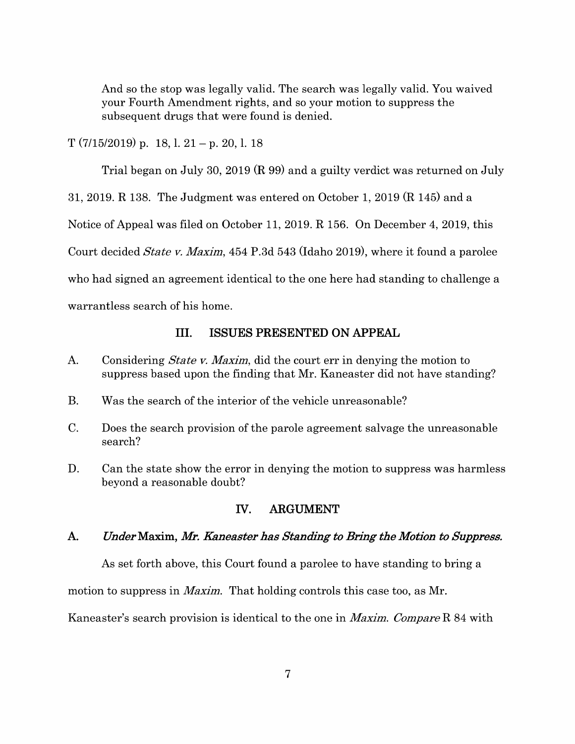> And so the stop was legally valid. The search was legally valid. You waived your Fourth Amendment rights, and so your motion to suppress the subsequent drugs that were found is denied.

T (7/15/2019) p. 18, l. 21 – p. 20, l. 18

Trial began on July 30, 2019 (R 99) and a guilty verdict was returned on July 31, 2019. R 138. The Judgment was entered on October 1, 2019 (R 145) and a Notice of Appeal was filed on October 11, 2019. R 156. On December 4, 2019, this Court decided *State v. Maxim*, 454 P.3d 543 (Idaho 2019), where it found a parolee who had signed an agreement identical to the one here had standing to challenge a warrantless search of his home.

## III. ISSUES PRESENTED ON APPEAL

A. Considering *State v. Maxim*, did the court err in denying the motion to suppress based upon the finding that Mr. Kaneaster did not have standing?

B. Was the search of the interior of the vehicle unreasonable?

C. Does the search provision of the parole agreement salvage the unreasonable search?

D. Can the state show the error in denying the motion to suppress was harmless beyond a reasonable doubt?

## IV. ARGUMENT

### A. *Under* Maxim, *Mr. Kaneaster has Standing to Bring the Motion to Suppress.*

As set forth above, this Court found a parolee to have standing to bring a motion to suppress in *Maxim*. That holding controls this case too, as Mr. Kaneaster's search provision is identical to the one in *Maxim*. *Compare* R 84 with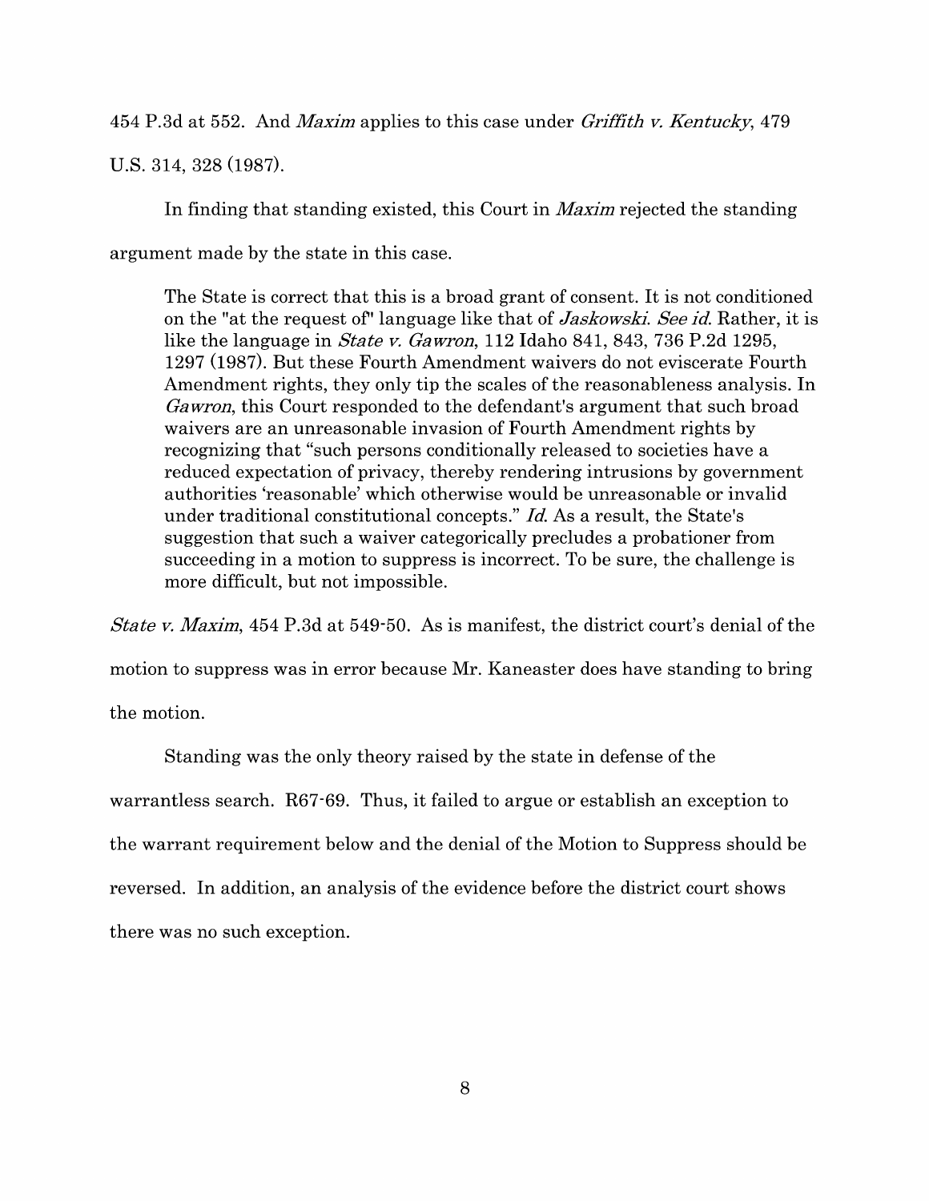454 P.3d at 552. And *Maxim* applies to this case under *Griffith v. Kentucky*, 479 U.S. 314, 328 (1987).

In finding that standing existed, this Court in *Maxim* rejected the standing argument made by the state in this case.

> The State is correct that this is a broad grant of consent. It is not conditioned on the "at the request of" language like that of *Jaskowski*. *See id.* Rather, it is like the language in *State v. Gawron*, 112 Idaho 841, 843, 736 P.2d 1295, 1297 (1987). But these Fourth Amendment waivers do not eviscerate Fourth Amendment rights, they only tip the scales of the reasonableness analysis. In *Gawron*, this Court responded to the defendant's argument that such broad waivers are an unreasonable invasion of Fourth Amendment rights by recognizing that "such persons conditionally released to societies have a reduced expectation of privacy, thereby rendering intrusions by government authorities 'reasonable' which otherwise would be unreasonable or invalid under traditional constitutional concepts." *Id.* As a result, the State's suggestion that such a waiver categorically precludes a probationer from succeeding in a motion to suppress is incorrect. To be sure, the challenge is more difficult, but not impossible.

*State v. Maxim*, 454 P.3d at 549-50. As is manifest, the district court's denial of the motion to suppress was in error because Mr. Kaneaster does have standing to bring the motion.

Standing was the only theory raised by the state in defense of the warrantless search. R67-69. Thus, it failed to argue or establish an exception to the warrant requirement below and the denial of the Motion to Suppress should be reversed. In addition, an analysis of the evidence before the district court shows there was no such exception.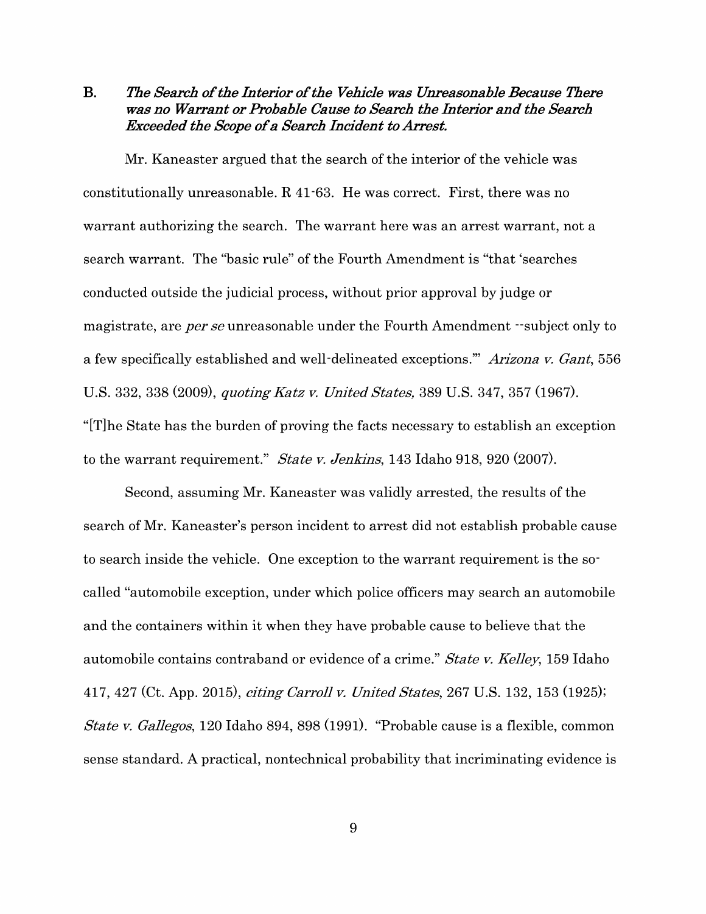### B. *The Search of the Interior of the Vehicle was Unreasonable Because There was no Warrant or Probable Cause to Search the Interior and the Search Exceeded the Scope of a Search Incident to Arrest.*

Mr. Kaneaster argued that the search of the interior of the vehicle was constitutionally unreasonable. R 41-63. He was correct. First, there was no warrant authorizing the search. The warrant here was an arrest warrant, not a search warrant. The "basic rule" of the Fourth Amendment is "that 'searches conducted outside the judicial process, without prior approval by judge or magistrate, are *per se* unreasonable under the Fourth Amendment --subject only to a few specifically established and well-delineated exceptions.'" *Arizona v. Gant*, 556 U.S. 332, 338 (2009), *quoting Katz v. United States,* 389 U.S. 347, 357 (1967). "[T]he State has the burden of proving the facts necessary to establish an exception to the warrant requirement." *State v. Jenkins*, 143 Idaho 918, 920 (2007).

Second, assuming Mr. Kaneaster was validly arrested, the results of the search of Mr. Kaneaster's person incident to arrest did not establish probable cause to search inside the vehicle. One exception to the warrant requirement is the so-called "automobile exception, under which police officers may search an automobile and the containers within it when they have probable cause to believe that the automobile contains contraband or evidence of a crime." *State v. Kelley*, 159 Idaho 417, 427 (Ct. App. 2015), *citing Carroll v. United States*, 267 U.S. 132, 153 (1925); *State v. Gallegos*, 120 Idaho 894, 898 (1991). "Probable cause is a flexible, common sense standard. A practical, nontechnical probability that incriminating evidence is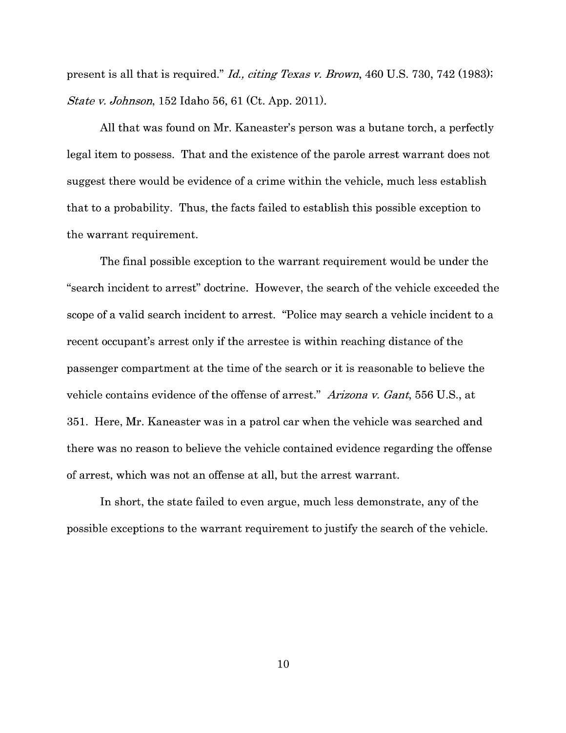present is all that is required." *Id., citing Texas v. Brown*, 460 U.S. 730, 742 (1983); *State v. Johnson*, 152 Idaho 56, 61 (Ct. App. 2011).

All that was found on Mr. Kaneaster's person was a butane torch, a perfectly legal item to possess. That and the existence of the parole arrest warrant does not suggest there would be evidence of a crime within the vehicle, much less establish that to a probability. Thus, the facts failed to establish this possible exception to the warrant requirement.

The final possible exception to the warrant requirement would be under the "search incident to arrest" doctrine. However, the search of the vehicle exceeded the scope of a valid search incident to arrest. "Police may search a vehicle incident to a recent occupant's arrest only if the arrestee is within reaching distance of the passenger compartment at the time of the search or it is reasonable to believe the vehicle contains evidence of the offense of arrest." *Arizona v. Gant*, 556 U.S., at 351. Here, Mr. Kaneaster was in a patrol car when the vehicle was searched and there was no reason to believe the vehicle contained evidence regarding the offense of arrest, which was not an offense at all, but the arrest warrant.

In short, the state failed to even argue, much less demonstrate, any of the possible exceptions to the warrant requirement to justify the search of the vehicle.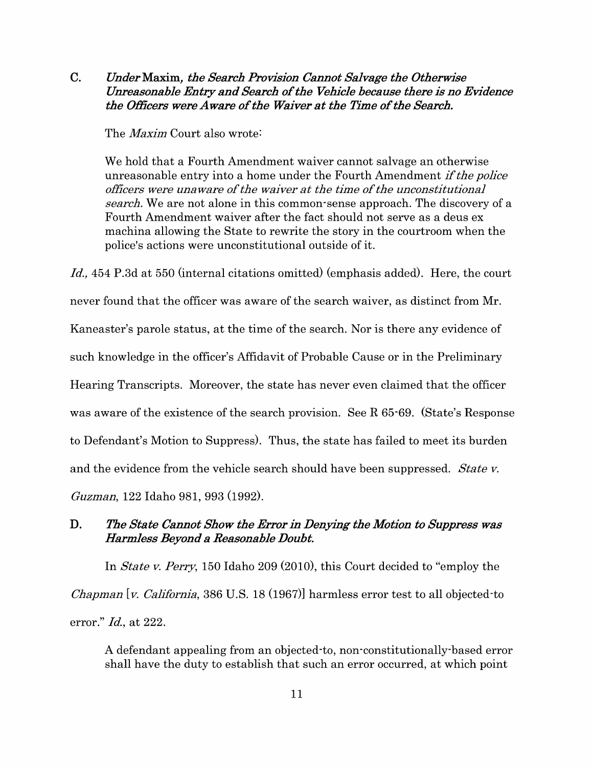### C. *Under* Maxim*, the Search Provision Cannot Salvage the Otherwise Unreasonable Entry and Search of the Vehicle because there is no Evidence the Officers were Aware of the Waiver at the Time of the Search.*

The *Maxim* Court also wrote:

> We hold that a Fourth Amendment waiver cannot salvage an otherwise unreasonable entry into a home under the Fourth Amendment *if the police officers were unaware of the waiver at the time of the unconstitutional search.* We are not alone in this common-sense approach. The discovery of a Fourth Amendment waiver after the fact should not serve as a deus ex machina allowing the State to rewrite the story in the courtroom when the police's actions were unconstitutional outside of it.

*Id.,* 454 P.3d at 550 (internal citations omitted) (emphasis added). Here, the court never found that the officer was aware of the search waiver, as distinct from Mr. Kaneaster's parole status, at the time of the search. Nor is there any evidence of such knowledge in the officer's Affidavit of Probable Cause or in the Preliminary Hearing Transcripts. Moreover, the state has never even claimed that the officer was aware of the existence of the search provision. See R 65-69. (State's Response to Defendant's Motion to Suppress). Thus, the state has failed to meet its burden and the evidence from the vehicle search should have been suppressed. *State v. Guzman*, 122 Idaho 981, 993 (1992).

### D. *The State Cannot Show the Error in Denying the Motion to Suppress was Harmless Beyond a Reasonable Doubt.*

In *State v. Perry*, 150 Idaho 209 (2010), this Court decided to "employ the *Chapman* [*v. California*, 386 U.S. 18 (1967)] harmless error test to all objected-to error." *Id.*, at 222.

> A defendant appealing from an objected-to, non-constitutionally-based error shall have the duty to establish that such an error occurred, at which point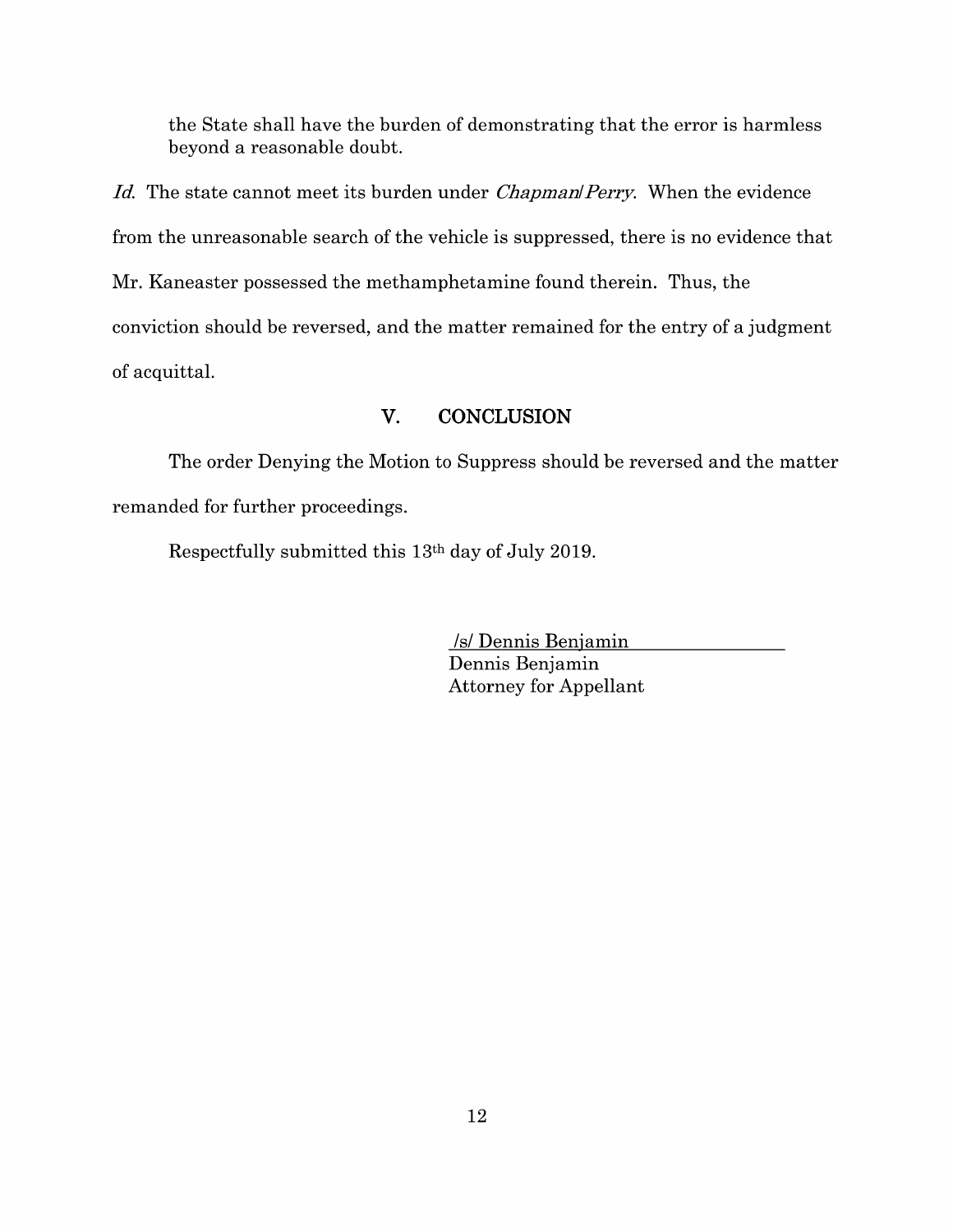> the State shall have the burden of demonstrating that the error is harmless beyond a reasonable doubt.

*Id.* The state cannot meet its burden under *Chapman/Perry*. When the evidence from the unreasonable search of the vehicle is suppressed, there is no evidence that Mr. Kaneaster possessed the methamphetamine found therein. Thus, the conviction should be reversed, and the matter remained for the entry of a judgment of acquittal.

## V. CONCLUSION

The order Denying the Motion to Suppress should be reversed and the matter remanded for further proceedings.

Respectfully submitted this 13th day of July 2019.

/s/ Dennis Benjamin
Dennis Benjamin
Attorney for Appellant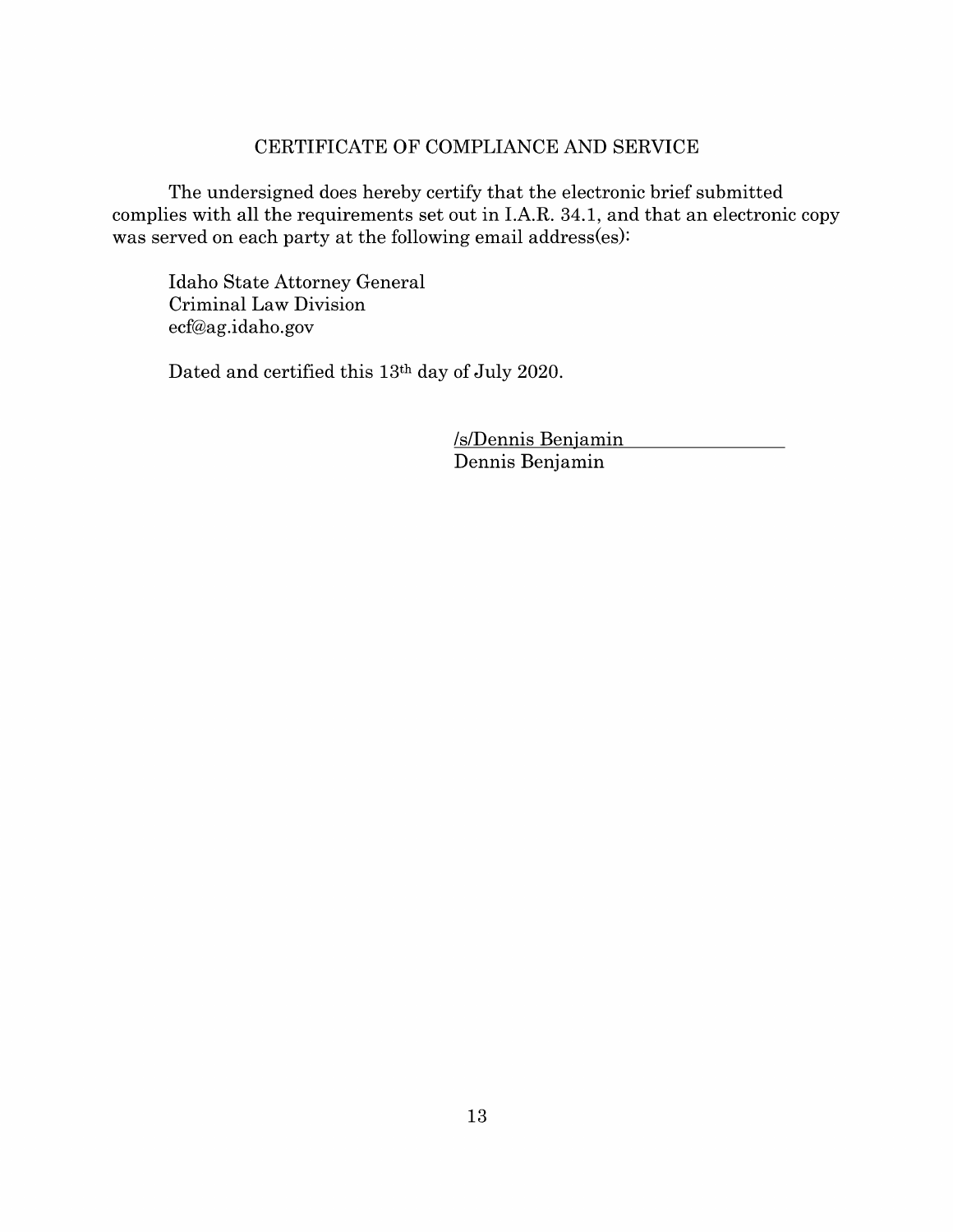## CERTIFICATE OF COMPLIANCE AND SERVICE

The undersigned does hereby certify that the electronic brief submitted complies with all the requirements set out in I.A.R. 34.1, and that an electronic copy was served on each party at the following email address(es):

Idaho State Attorney General
Criminal Law Division
ecf@ag.idaho.gov

Dated and certified this 13th day of July 2020.

/s/Dennis Benjamin
Dennis Benjamin